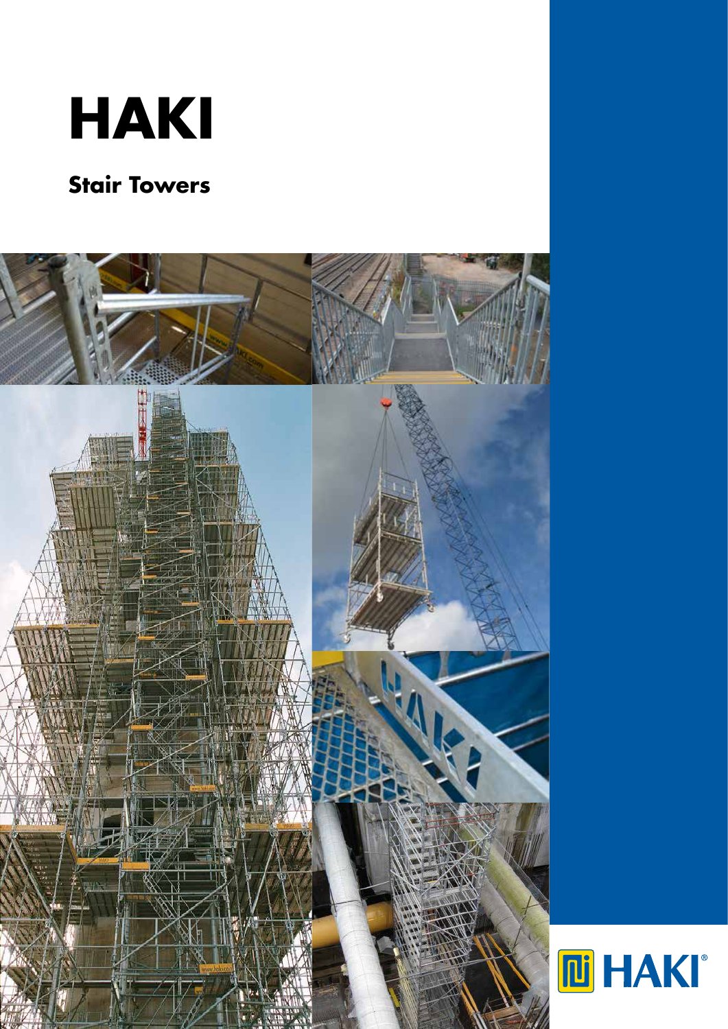# HAKI

## Stair Towers

HAKI®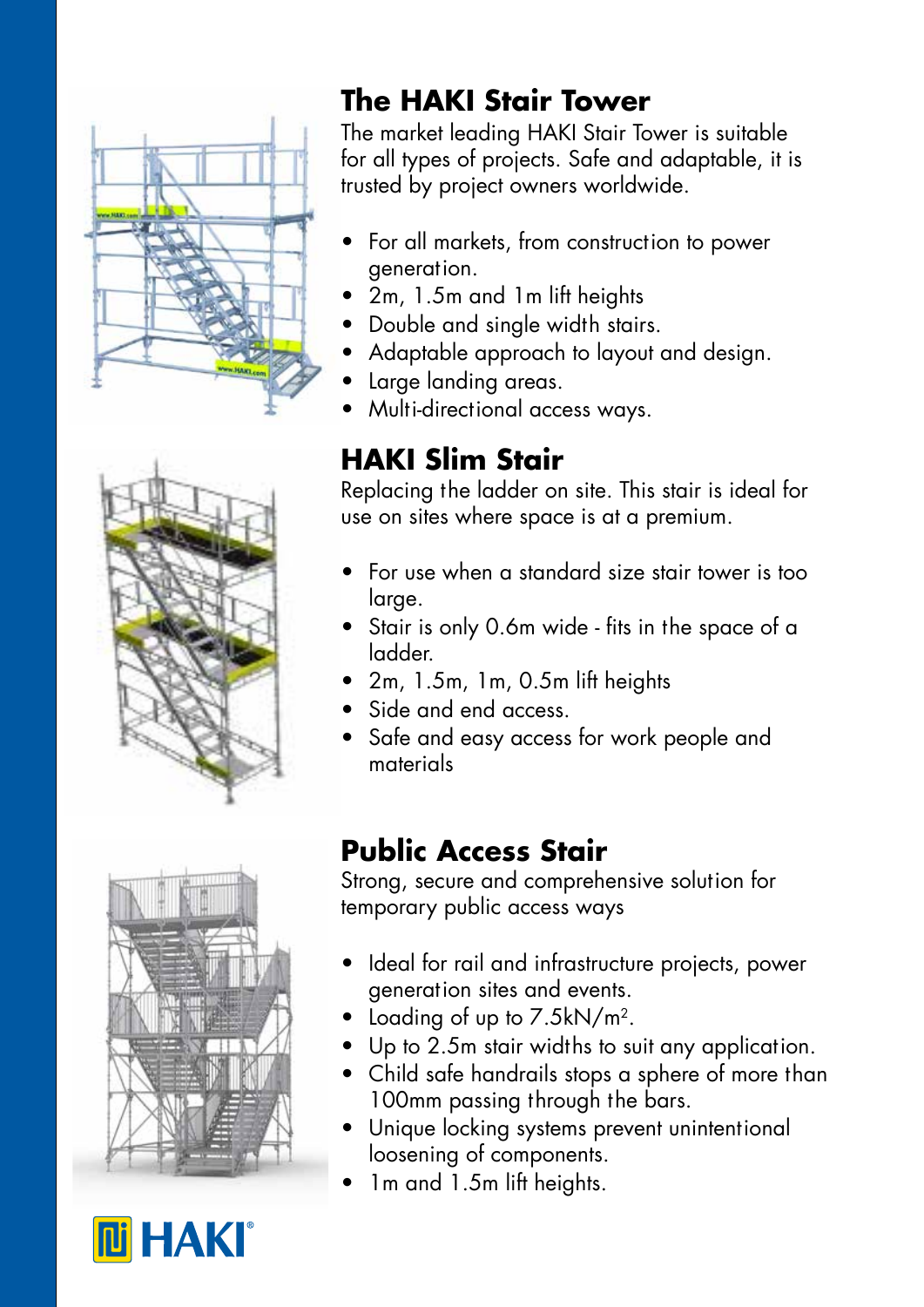## The HAKI Stair Tower

The market leading HAKI Stair Tower is suitable for all types of projects. Safe and adaptable, it is trusted by project owners worldwide.

- For all markets, from construction to power generation.
- 2m, 1.5m and 1m lift heights
- Double and single width stairs.
- Adaptable approach to layout and design.
- Large landing areas.
- Multi-directional access ways.

## HAKI Slim Stair

Replacing the ladder on site. This stair is ideal for use on sites where space is at a premium.

- For use when a standard size stair tower is too large.
- Stair is only 0.6m wide - fits in the space of a ladder.
- 2m, 1.5m, 1m, 0.5m lift heights
- Side and end access.
- Safe and easy access for work people and materials

## Public Access Stair

Strong, secure and comprehensive solution for temporary public access ways

- Ideal for rail and infrastructure projects, power generation sites and events.
- Loading of up to 7.5kN/m$^2$.
- Up to 2.5m stair widths to suit any application.
- Child safe handrails stops a sphere of more than 100mm passing through the bars.
- Unique locking systems prevent unintentional loosening of components.
- 1m and 1.5m lift heights.

HAKI®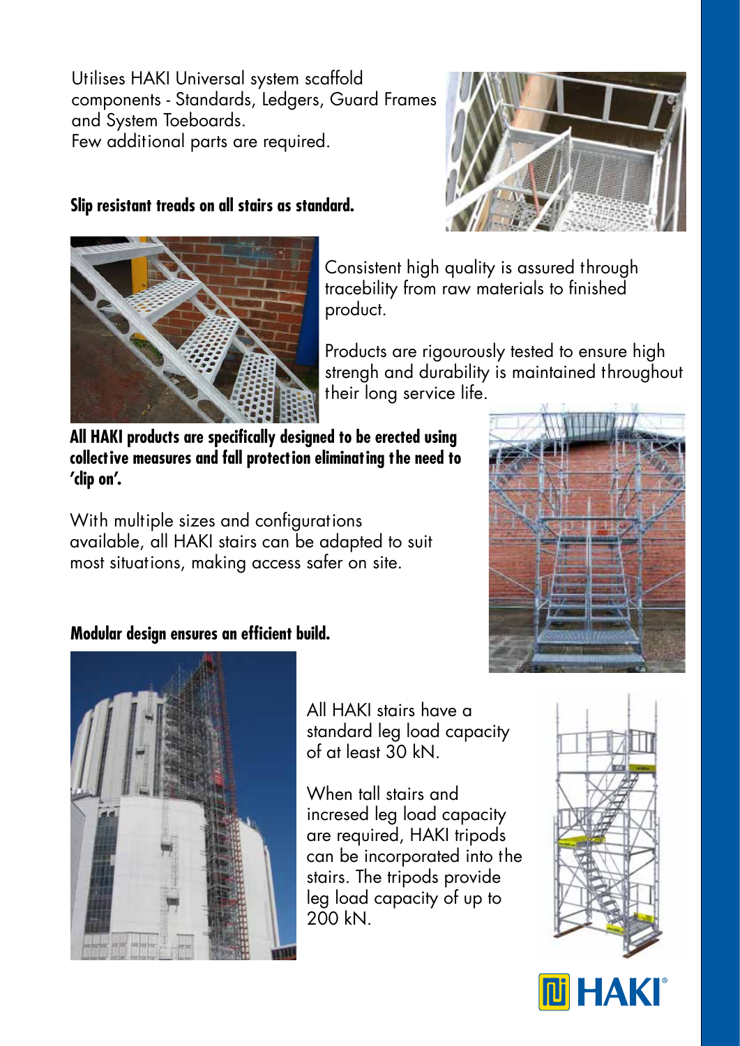Utilises HAKI Universal system scaffold components - Standards, Ledgers, Guard Frames and System Toeboards.
Few additional parts are required.

**Slip resistant treads on all stairs as standard.**

Consistent high quality is assured through tracebility from raw materials to finished product.

Products are rigourously tested to ensure high strengh and durability is maintained throughout their long service life.

**All HAKI products are specifically designed to be erected using collective measures and fall protection eliminating the need to 'clip on'.**

With multiple sizes and configurations available, all HAKI stairs can be adapted to suit most situations, making access safer on site.

**Modular design ensures an efficient build.**

All HAKI stairs have a standard leg load capacity of at least 30 kN.

When tall stairs and incresed leg load capacity are required, HAKI tripods can be incorporated into the stairs. The tripods provide leg load capacity of up to 200 kN.

HAKI®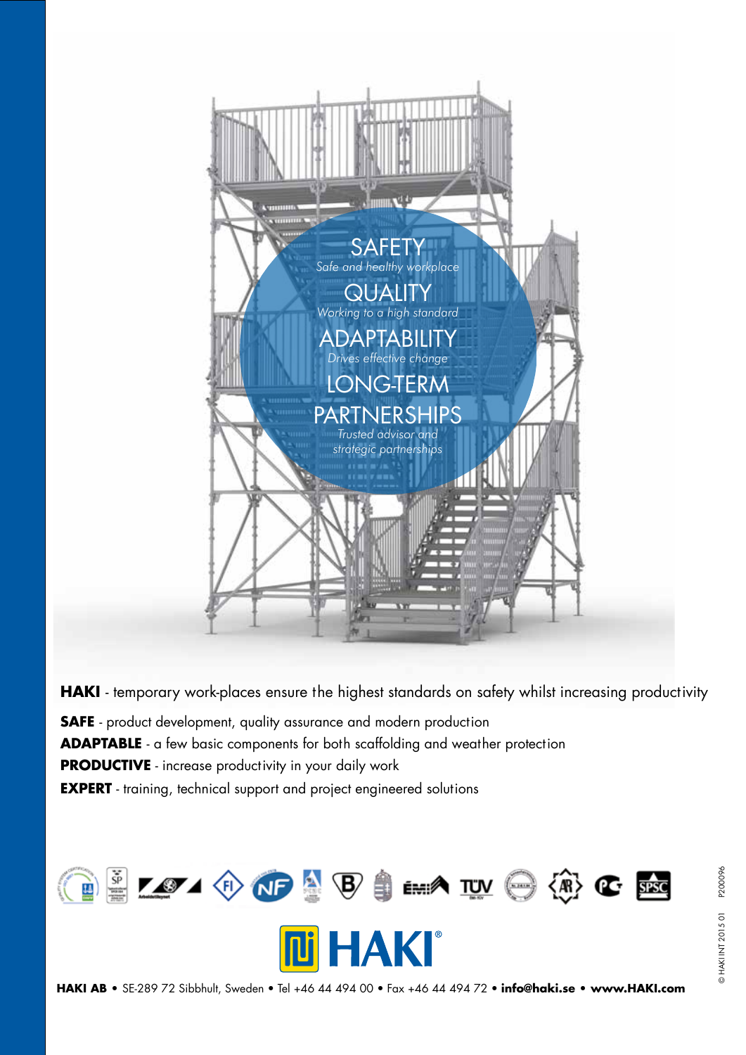SAFETY
*Safe and healthy workplace*

QUALITY
*Working to a high standard*

ADAPTABILITY
*Drives effective change*

LONG-TERM PARTNERSHIPS
*Trusted advisor and strategic partnerships*

**HAKI** - temporary work-places ensure the highest standards on safety whilst increasing productivity

**SAFE** - product development, quality assurance and modern production
**ADAPTABLE** - a few basic components for both scaffolding and weather protection
**PRODUCTIVE** - increase productivity in your daily work
**EXPERT** - training, technical support and project engineered solutions

HAKI®

**HAKI AB** • SE-289 72 Sibbhult, Sweden • Tel +46 44 494 00 • Fax +46 44 494 72 • **info@haki.se** • **www.HAKI.com**

© HAKI INT 2015 01 P200096